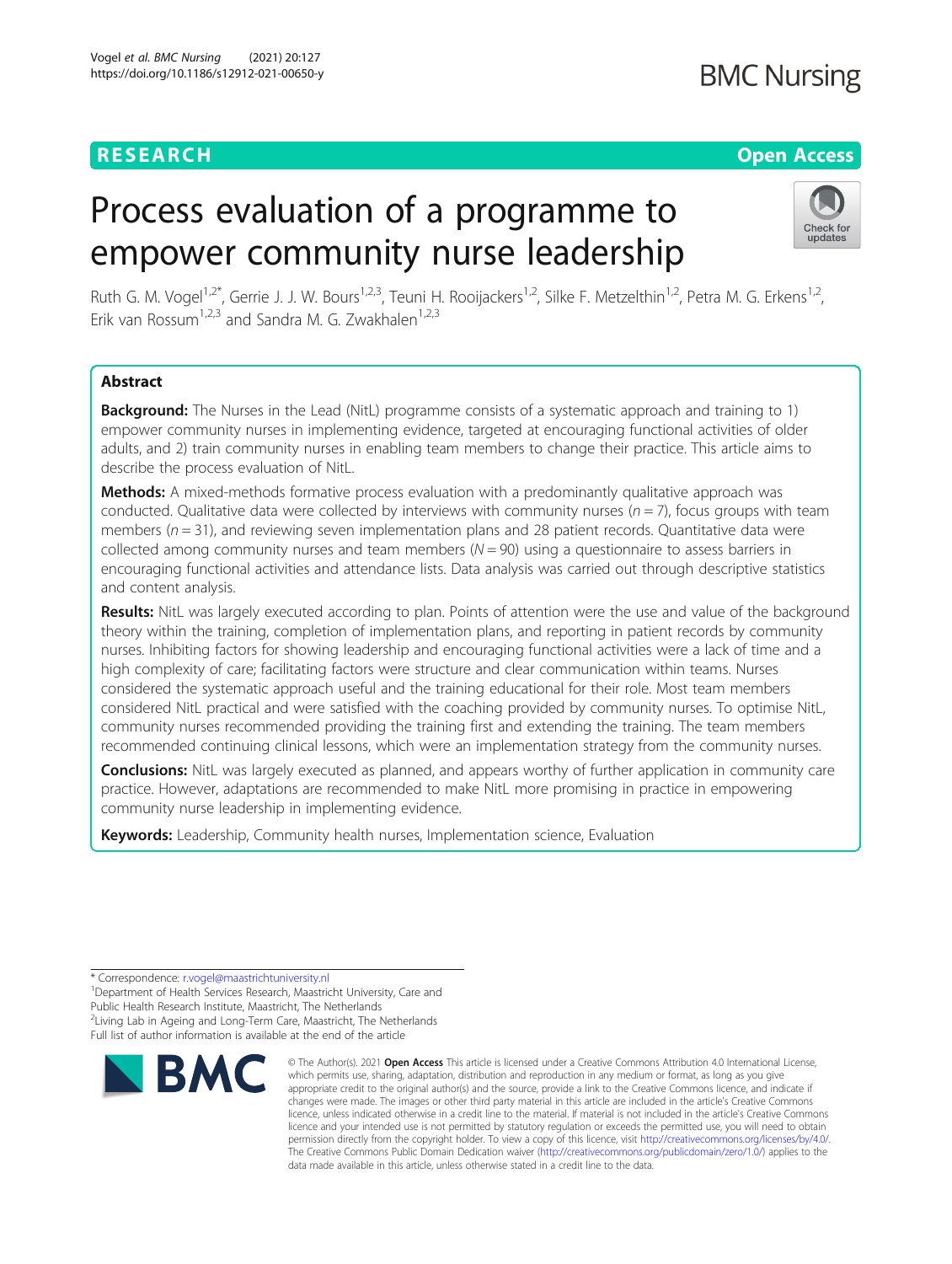RESEARCH Open Access

# Process evaluation of a programme to empower community nurse leadership

Ruth G. M. Vogel[1,2*], Gerrie J. J. W. Bours[1,2,3], Teuni H. Rooijackers[1,2], Silke F. Metzelthin[1,2], Petra M. G. Erkens[1,2], Erik van Rossum[1,2,3] and Sandra M. G. Zwakhalen[1,2,3]

## Abstract

**Background:** The Nurses in the Lead (NitL) programme consists of a systematic approach and training to 1) empower community nurses in implementing evidence, targeted at encouraging functional activities of older adults, and 2) train community nurses in enabling team members to change their practice. This article aims to describe the process evaluation of NitL.

**Methods:** A mixed-methods formative process evaluation with a predominantly qualitative approach was conducted. Qualitative data were collected by interviews with community nurses ($n = 7$), focus groups with team members ($n = 31$), and reviewing seven implementation plans and 28 patient records. Quantitative data were collected among community nurses and team members ($N = 90$) using a questionnaire to assess barriers in encouraging functional activities and attendance lists. Data analysis was carried out through descriptive statistics and content analysis.

**Results:** NitL was largely executed according to plan. Points of attention were the use and value of the background theory within the training, completion of implementation plans, and reporting in patient records by community nurses. Inhibiting factors for showing leadership and encouraging functional activities were a lack of time and a high complexity of care; facilitating factors were structure and clear communication within teams. Nurses considered the systematic approach useful and the training educational for their role. Most team members considered NitL practical and were satisfied with the coaching provided by community nurses. To optimise NitL, community nurses recommended providing the training first and extending the training. The team members recommended continuing clinical lessons, which were an implementation strategy from the community nurses.

**Conclusions:** NitL was largely executed as planned, and appears worthy of further application in community care practice. However, adaptations are recommended to make NitL more promising in practice in empowering community nurse leadership in implementing evidence.

**Keywords:** Leadership, Community health nurses, Implementation science, Evaluation

---

\* Correspondence: r.vogel@maastrichtuniversity.nl
[1]Department of Health Services Research, Maastricht University, Care and Public Health Research Institute, Maastricht, The Netherlands
[2]Living Lab in Ageing and Long-Term Care, Maastricht, The Netherlands
Full list of author information is available at the end of the article

© The Author(s). 2021 **Open Access** This article is licensed under a Creative Commons Attribution 4.0 International License, which permits use, sharing, adaptation, distribution and reproduction in any medium or format, as long as you give appropriate credit to the original author(s) and the source, provide a link to the Creative Commons licence, and indicate if changes were made. The images or other third party material in this article are included in the article's Creative Commons licence, unless indicated otherwise in a credit line to the material. If material is not included in the article's Creative Commons licence and your intended use is not permitted by statutory regulation or exceeds the permitted use, you will need to obtain permission directly from the copyright holder. To view a copy of this licence, visit http://creativecommons.org/licenses/by/4.0/. The Creative Commons Public Domain Dedication waiver (http://creativecommons.org/publicdomain/zero/1.0/) applies to the data made available in this article, unless otherwise stated in a credit line to the data.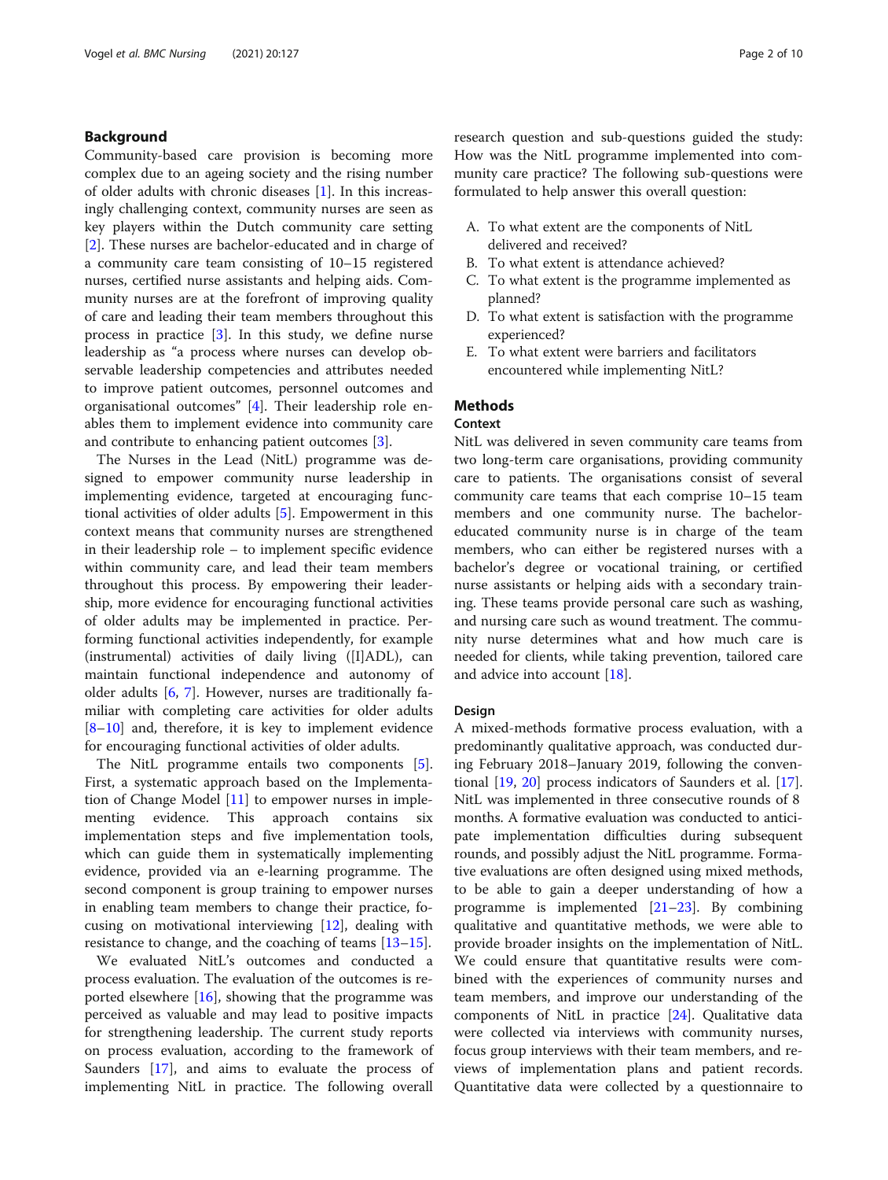## Background

Community-based care provision is becoming more complex due to an ageing society and the rising number of older adults with chronic diseases [1]. In this increasingly challenging context, community nurses are seen as key players within the Dutch community care setting [2]. These nurses are bachelor-educated and in charge of a community care team consisting of 10–15 registered nurses, certified nurse assistants and helping aids. Community nurses are at the forefront of improving quality of care and leading their team members throughout this process in practice [3]. In this study, we define nurse leadership as "a process where nurses can develop observable leadership competencies and attributes needed to improve patient outcomes, personnel outcomes and organisational outcomes" [4]. Their leadership role enables them to implement evidence into community care and contribute to enhancing patient outcomes [3].

The Nurses in the Lead (NitL) programme was designed to empower community nurse leadership in implementing evidence, targeted at encouraging functional activities of older adults [5]. Empowerment in this context means that community nurses are strengthened in their leadership role – to implement specific evidence within community care, and lead their team members throughout this process. By empowering their leadership, more evidence for encouraging functional activities of older adults may be implemented in practice. Performing functional activities independently, for example (instrumental) activities of daily living ([I]ADL), can maintain functional independence and autonomy of older adults [6, 7]. However, nurses are traditionally familiar with completing care activities for older adults [8–10] and, therefore, it is key to implement evidence for encouraging functional activities of older adults.

The NitL programme entails two components [5]. First, a systematic approach based on the Implementation of Change Model [11] to empower nurses in implementing evidence. This approach contains six implementation steps and five implementation tools, which can guide them in systematically implementing evidence, provided via an e-learning programme. The second component is group training to empower nurses in enabling team members to change their practice, focusing on motivational interviewing [12], dealing with resistance to change, and the coaching of teams [13–15].

We evaluated NitL's outcomes and conducted a process evaluation. The evaluation of the outcomes is reported elsewhere [16], showing that the programme was perceived as valuable and may lead to positive impacts for strengthening leadership. The current study reports on process evaluation, according to the framework of Saunders [17], and aims to evaluate the process of implementing NitL in practice. The following overall research question and sub-questions guided the study: How was the NitL programme implemented into community care practice? The following sub-questions were formulated to help answer this overall question:

A. To what extent are the components of NitL delivered and received?
B. To what extent is attendance achieved?
C. To what extent is the programme implemented as planned?
D. To what extent is satisfaction with the programme experienced?
E. To what extent were barriers and facilitators encountered while implementing NitL?

## Methods

### Context

NitL was delivered in seven community care teams from two long-term care organisations, providing community care to patients. The organisations consist of several community care teams that each comprise 10–15 team members and one community nurse. The bachelor-educated community nurse is in charge of the team members, who can either be registered nurses with a bachelor's degree or vocational training, or certified nurse assistants or helping aids with a secondary training. These teams provide personal care such as washing, and nursing care such as wound treatment. The community nurse determines what and how much care is needed for clients, while taking prevention, tailored care and advice into account [18].

### Design

A mixed-methods formative process evaluation, with a predominantly qualitative approach, was conducted during February 2018–January 2019, following the conventional [19, 20] process indicators of Saunders et al. [17]. NitL was implemented in three consecutive rounds of 8 months. A formative evaluation was conducted to anticipate implementation difficulties during subsequent rounds, and possibly adjust the NitL programme. Formative evaluations are often designed using mixed methods, to be able to gain a deeper understanding of how a programme is implemented [21–23]. By combining qualitative and quantitative methods, we were able to provide broader insights on the implementation of NitL. We could ensure that quantitative results were combined with the experiences of community nurses and team members, and improve our understanding of the components of NitL in practice [24]. Qualitative data were collected via interviews with community nurses, focus group interviews with their team members, and reviews of implementation plans and patient records. Quantitative data were collected by a questionnaire to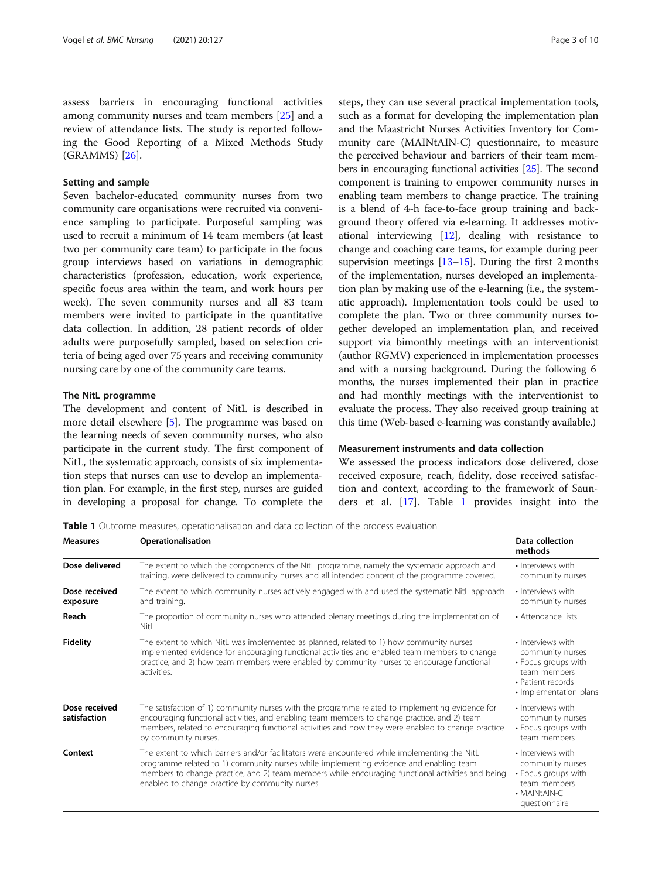assess barriers in encouraging functional activities among community nurses and team members [25] and a review of attendance lists. The study is reported following the Good Reporting of a Mixed Methods Study (GRAMMS) [26].

### Setting and sample

Seven bachelor-educated community nurses from two community care organisations were recruited via convenience sampling to participate. Purposeful sampling was used to recruit a minimum of 14 team members (at least two per community care team) to participate in the focus group interviews based on variations in demographic characteristics (profession, education, work experience, specific focus area within the team, and work hours per week). The seven community nurses and all 83 team members were invited to participate in the quantitative data collection. In addition, 28 patient records of older adults were purposefully sampled, based on selection criteria of being aged over 75 years and receiving community nursing care by one of the community care teams.

### The NitL programme

The development and content of NitL is described in more detail elsewhere [5]. The programme was based on the learning needs of seven community nurses, who also participate in the current study. The first component of NitL, the systematic approach, consists of six implementation steps that nurses can use to develop an implementation plan. For example, in the first step, nurses are guided in developing a proposal for change. To complete the steps, they can use several practical implementation tools, such as a format for developing the implementation plan and the Maastricht Nurses Activities Inventory for Community care (MAINtAIN-C) questionnaire, to measure the perceived behaviour and barriers of their team members in encouraging functional activities [25]. The second component is training to empower community nurses in enabling team members to change practice. The training is a blend of 4-h face-to-face group training and background theory offered via e-learning. It addresses motivational interviewing [12], dealing with resistance to change and coaching care teams, for example during peer supervision meetings [13–15]. During the first 2 months of the implementation, nurses developed an implementation plan by making use of the e-learning (i.e., the systematic approach). Implementation tools could be used to complete the plan. Two or three community nurses together developed an implementation plan, and received support via bimonthly meetings with an interventionist (author RGMV) experienced in implementation processes and with a nursing background. During the following 6 months, the nurses implemented their plan in practice and had monthly meetings with the interventionist to evaluate the process. They also received group training at this time (Web-based e-learning was constantly available.)

### Measurement instruments and data collection

We assessed the process indicators dose delivered, dose received exposure, reach, fidelity, dose received satisfaction and context, according to the framework of Saunders et al. [17]. Table 1 provides insight into the

**Table 1** Outcome measures, operationalisation and data collection of the process evaluation

| Measures | Operationalisation | Data collection methods |
|---|---|---|
| **Dose delivered** | The extent to which the components of the NitL programme, namely the systematic approach and training, were delivered to community nurses and all intended content of the programme covered. | • Interviews with community nurses |
| **Dose received exposure** | The extent to which community nurses actively engaged with and used the systematic NitL approach and training. | • Interviews with community nurses |
| **Reach** | The proportion of community nurses who attended plenary meetings during the implementation of NitL. | • Attendance lists |
| **Fidelity** | The extent to which NitL was implemented as planned, related to 1) how community nurses implemented evidence for encouraging functional activities and enabled team members to change practice, and 2) how team members were enabled by community nurses to encourage functional activities. | • Interviews with community nurses<br>• Focus groups with team members<br>• Patient records<br>• Implementation plans |
| **Dose received satisfaction** | The satisfaction of 1) community nurses with the programme related to implementing evidence for encouraging functional activities, and enabling team members to change practice, and 2) team members, related to encouraging functional activities and how they were enabled to change practice by community nurses. | • Interviews with community nurses<br>• Focus groups with team members |
| **Context** | The extent to which barriers and/or facilitators were encountered while implementing the NitL programme related to 1) community nurses while implementing evidence and enabling team members to change practice, and 2) team members while encouraging functional activities and being enabled to change practice by community nurses. | • Interviews with community nurses<br>• Focus groups with team members<br>• MAINtAIN-C questionnaire |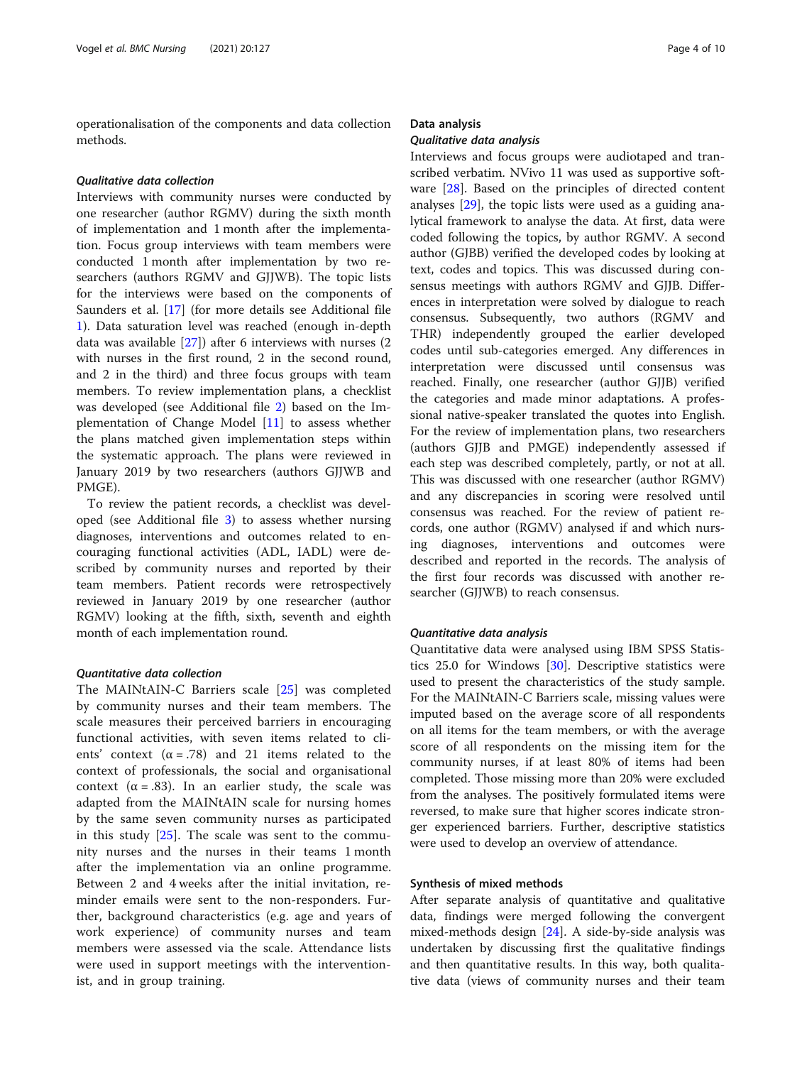operationalisation of the components and data collection methods.

#### *Qualitative data collection*

Interviews with community nurses were conducted by one researcher (author RGMV) during the sixth month of implementation and 1 month after the implementation. Focus group interviews with team members were conducted 1 month after implementation by two researchers (authors RGMV and GJJWB). The topic lists for the interviews were based on the components of Saunders et al. [17] (for more details see Additional file 1). Data saturation level was reached (enough in-depth data was available [27]) after 6 interviews with nurses (2 with nurses in the first round, 2 in the second round, and 2 in the third) and three focus groups with team members. To review implementation plans, a checklist was developed (see Additional file 2) based on the Implementation of Change Model [11] to assess whether the plans matched given implementation steps within the systematic approach. The plans were reviewed in January 2019 by two researchers (authors GJJWB and PMGE).

To review the patient records, a checklist was developed (see Additional file 3) to assess whether nursing diagnoses, interventions and outcomes related to encouraging functional activities (ADL, IADL) were described by community nurses and reported by their team members. Patient records were retrospectively reviewed in January 2019 by one researcher (author RGMV) looking at the fifth, sixth, seventh and eighth month of each implementation round.

#### *Quantitative data collection*

The MAINtAIN-C Barriers scale [25] was completed by community nurses and their team members. The scale measures their perceived barriers in encouraging functional activities, with seven items related to clients' context ($\alpha = .78$) and 21 items related to the context of professionals, the social and organisational context ($\alpha = .83$). In an earlier study, the scale was adapted from the MAINtAIN scale for nursing homes by the same seven community nurses as participated in this study [25]. The scale was sent to the community nurses and the nurses in their teams 1 month after the implementation via an online programme. Between 2 and 4 weeks after the initial invitation, reminder emails were sent to the non-responders. Further, background characteristics (e.g. age and years of work experience) of community nurses and team members were assessed via the scale. Attendance lists were used in support meetings with the interventionist, and in group training.

### Data analysis

#### *Qualitative data analysis*

Interviews and focus groups were audiotaped and transcribed verbatim. NVivo 11 was used as supportive software [28]. Based on the principles of directed content analyses [29], the topic lists were used as a guiding analytical framework to analyse the data. At first, data were coded following the topics, by author RGMV. A second author (GJBB) verified the developed codes by looking at text, codes and topics. This was discussed during consensus meetings with authors RGMV and GJJB. Differences in interpretation were solved by dialogue to reach consensus. Subsequently, two authors (RGMV and THR) independently grouped the earlier developed codes until sub-categories emerged. Any differences in interpretation were discussed until consensus was reached. Finally, one researcher (author GJJB) verified the categories and made minor adaptations. A professional native-speaker translated the quotes into English. For the review of implementation plans, two researchers (authors GJJB and PMGE) independently assessed if each step was described completely, partly, or not at all. This was discussed with one researcher (author RGMV) and any discrepancies in scoring were resolved until consensus was reached. For the review of patient records, one author (RGMV) analysed if and which nursing diagnoses, interventions and outcomes were described and reported in the records. The analysis of the first four records was discussed with another researcher (GJJWB) to reach consensus.

#### *Quantitative data analysis*

Quantitative data were analysed using IBM SPSS Statistics 25.0 for Windows [30]. Descriptive statistics were used to present the characteristics of the study sample. For the MAINtAIN-C Barriers scale, missing values were imputed based on the average score of all respondents on all items for the team members, or with the average score of all respondents on the missing item for the community nurses, if at least 80% of items had been completed. Those missing more than 20% were excluded from the analyses. The positively formulated items were reversed, to make sure that higher scores indicate stronger experienced barriers. Further, descriptive statistics were used to develop an overview of attendance.

### Synthesis of mixed methods

After separate analysis of quantitative and qualitative data, findings were merged following the convergent mixed-methods design [24]. A side-by-side analysis was undertaken by discussing first the qualitative findings and then quantitative results. In this way, both qualitative data (views of community nurses and their team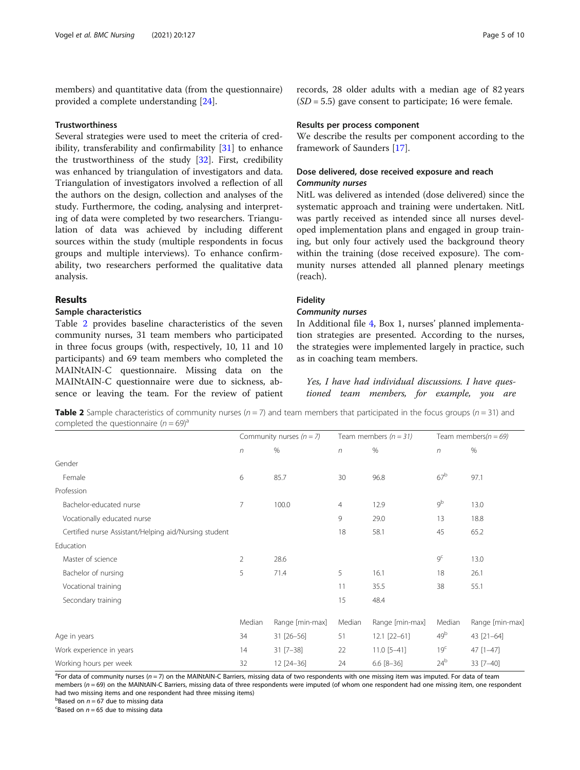members) and quantitative data (from the questionnaire) provided a complete understanding [24].

### Trustworthiness

Several strategies were used to meet the criteria of credibility, transferability and confirmability [31] to enhance the trustworthiness of the study [32]. First, credibility was enhanced by triangulation of investigators and data. Triangulation of investigators involved a reflection of all the authors on the design, collection and analyses of the study. Furthermore, the coding, analysing and interpreting of data were completed by two researchers. Triangulation of data was achieved by including different sources within the study (multiple respondents in focus groups and multiple interviews). To enhance confirmability, two researchers performed the qualitative data analysis.

## Results

### Sample characteristics

Table 2 provides baseline characteristics of the seven community nurses, 31 team members who participated in three focus groups (with, respectively, 10, 11 and 10 participants) and 69 team members who completed the MAINtAIN-C questionnaire. Missing data on the MAINtAIN-C questionnaire were due to sickness, absence or leaving the team. For the review of patient records, 28 older adults with a median age of 82 years ($SD = 5.5$) gave consent to participate; 16 were female.

### Results per process component

We describe the results per component according to the framework of Saunders [17].

### Dose delivered, dose received exposure and reach

#### *Community nurses*

NitL was delivered as intended (dose delivered) since the systematic approach and training were undertaken. NitL was partly received as intended since all nurses developed implementation plans and engaged in group training, but only four actively used the background theory within the training (dose received exposure). The community nurses attended all planned plenary meetings (reach).

### Fidelity

#### *Community nurses*

In Additional file 4, Box 1, nurses' planned implementation strategies are presented. According to the nurses, the strategies were implemented largely in practice, such as in coaching team members.

> *Yes, I have had individual discussions. I have questioned team members, for example, you are*

**Table 2** Sample characteristics of community nurses ($n = 7$) and team members that participated in the focus groups ($n = 31$) and completed the questionnaire ($n = 69$)[a]

| | Community nurses ($n = 7$) | | Team members ($n = 31$) | | Team members($n = 69$) | |
|---|---|---|---|---|---|---|
| | *n* | % | *n* | % | *n* | % |
| Gender | | | | | | |
| Female | 6 | 85.7 | 30 | 96.8 | 67[b] | 97.1 |
| Profession | | | | | | |
| Bachelor-educated nurse | 7 | 100.0 | 4 | 12.9 | 9[b] | 13.0 |
| Vocationally educated nurse | | | 9 | 29.0 | 13 | 18.8 |
| Certified nurse Assistant/Helping aid/Nursing student | | | 18 | 58.1 | 45 | 65.2 |
| Education | | | | | | |
| Master of science | 2 | 28.6 | | | 9[c] | 13.0 |
| Bachelor of nursing | 5 | 71.4 | 5 | 16.1 | 18 | 26.1 |
| Vocational training | | | 11 | 35.5 | 38 | 55.1 |
| Secondary training | | | 15 | 48.4 | | |
| | Median | Range [min-max] | Median | Range [min-max] | Median | Range [min-max] |
| Age in years | 34 | 31 [26–56] | 51 | 12.1 [22–61] | 49[b] | 43 [21–64] |
| Work experience in years | 14 | 31 [7–38] | 22 | 11.0 [5–41] | 19[c] | 47 [1–47] |
| Working hours per week | 32 | 12 [24–36] | 24 | 6.6 [8–36] | 24[b] | 33 [7–40] |

[a]For data of community nurses ($n = 7$) on the MAINtAIN-C Barriers, missing data of two respondents with one missing item was imputed. For data of team members ($n = 69$) on the MAINtAIN-C Barriers, missing data of three respondents were imputed (of whom one respondent had one missing item, one respondent had two missing items and one respondent had three missing items)

[b]Based on $n = 67$ due to missing data

[c]Based on $n = 65$ due to missing data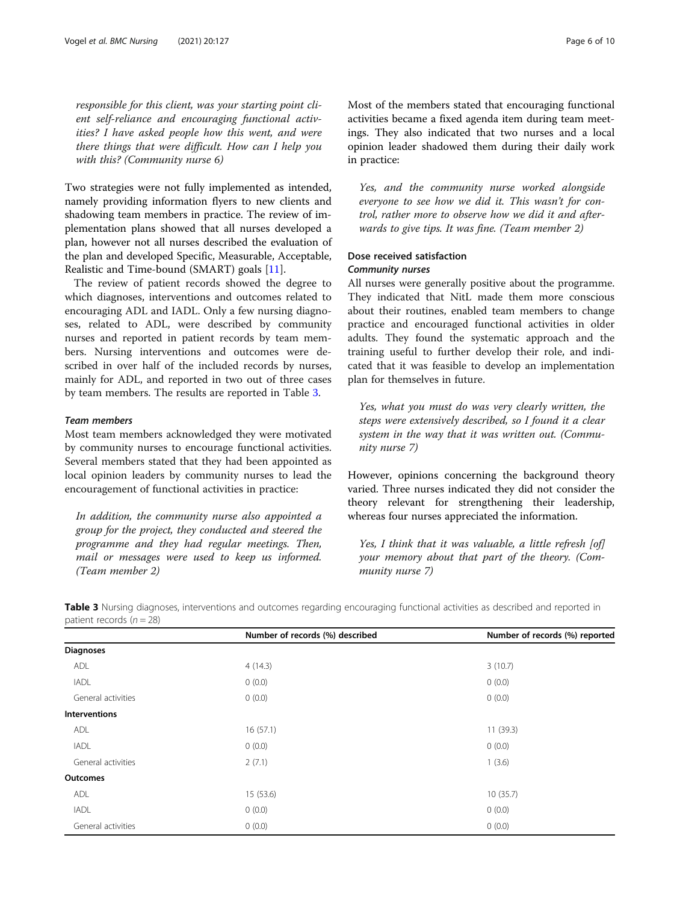*responsible for this client, was your starting point client self-reliance and encouraging functional activities? I have asked people how this went, and were there things that were difficult. How can I help you with this? (Community nurse 6)*

Two strategies were not fully implemented as intended, namely providing information flyers to new clients and shadowing team members in practice. The review of implementation plans showed that all nurses developed a plan, however not all nurses described the evaluation of the plan and developed Specific, Measurable, Acceptable, Realistic and Time-bound (SMART) goals [11].

The review of patient records showed the degree to which diagnoses, interventions and outcomes related to encouraging ADL and IADL. Only a few nursing diagnoses, related to ADL, were described by community nurses and reported in patient records by team members. Nursing interventions and outcomes were described in over half of the included records by nurses, mainly for ADL, and reported in two out of three cases by team members. The results are reported in Table 3.

#### *Team members*

Most team members acknowledged they were motivated by community nurses to encourage functional activities. Several members stated that they had been appointed as local opinion leaders by community nurses to lead the encouragement of functional activities in practice:

*In addition, the community nurse also appointed a group for the project, they conducted and steered the programme and they had regular meetings. Then, mail or messages were used to keep us informed. (Team member 2)*

Most of the members stated that encouraging functional activities became a fixed agenda item during team meetings. They also indicated that two nurses and a local opinion leader shadowed them during their daily work in practice:

*Yes, and the community nurse worked alongside everyone to see how we did it. This wasn't for control, rather more to observe how we did it and afterwards to give tips. It was fine. (Team member 2)*

### Dose received satisfaction

#### *Community nurses*

All nurses were generally positive about the programme. They indicated that NitL made them more conscious about their routines, enabled team members to change practice and encouraged functional activities in older adults. They found the systematic approach and the training useful to further develop their role, and indicated that it was feasible to develop an implementation plan for themselves in future.

*Yes, what you must do was very clearly written, the steps were extensively described, so I found it a clear system in the way that it was written out. (Community nurse 7)*

However, opinions concerning the background theory varied. Three nurses indicated they did not consider the theory relevant for strengthening their leadership, whereas four nurses appreciated the information.

*Yes, I think that it was valuable, a little refresh [of] your memory about that part of the theory. (Community nurse 7)*

**Table 3** Nursing diagnoses, interventions and outcomes regarding encouraging functional activities as described and reported in patient records ($n = 28$)

| | Number of records (%) described | Number of records (%) reported |
|---|---|---|
| **Diagnoses** | | |
| ADL | 4 (14.3) | 3 (10.7) |
| IADL | 0 (0.0) | 0 (0.0) |
| General activities | 0 (0.0) | 0 (0.0) |
| **Interventions** | | |
| ADL | 16 (57.1) | 11 (39.3) |
| IADL | 0 (0.0) | 0 (0.0) |
| General activities | 2 (7.1) | 1 (3.6) |
| **Outcomes** | | |
| ADL | 15 (53.6) | 10 (35.7) |
| IADL | 0 (0.0) | 0 (0.0) |
| General activities | 0 (0.0) | 0 (0.0) |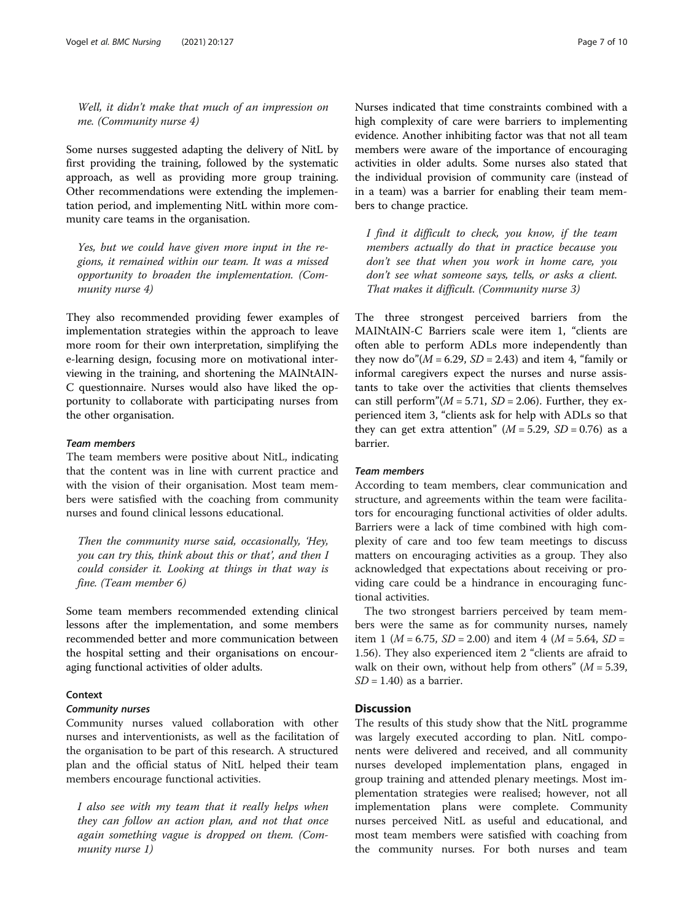*Well, it didn't make that much of an impression on me. (Community nurse 4)*

Some nurses suggested adapting the delivery of NitL by first providing the training, followed by the systematic approach, as well as providing more group training. Other recommendations were extending the implementation period, and implementing NitL within more community care teams in the organisation.

*Yes, but we could have given more input in the regions, it remained within our team. It was a missed opportunity to broaden the implementation. (Community nurse 4)*

They also recommended providing fewer examples of implementation strategies within the approach to leave more room for their own interpretation, simplifying the e-learning design, focusing more on motivational interviewing in the training, and shortening the MAINtAIN-C questionnaire. Nurses would also have liked the opportunity to collaborate with participating nurses from the other organisation.

#### Team members

The team members were positive about NitL, indicating that the content was in line with current practice and with the vision of their organisation. Most team members were satisfied with the coaching from community nurses and found clinical lessons educational.

*Then the community nurse said, occasionally, 'Hey, you can try this, think about this or that', and then I could consider it. Looking at things in that way is fine. (Team member 6)*

Some team members recommended extending clinical lessons after the implementation, and some members recommended better and more communication between the hospital setting and their organisations on encouraging functional activities of older adults.

### Context

#### Community nurses

Community nurses valued collaboration with other nurses and interventionists, as well as the facilitation of the organisation to be part of this research. A structured plan and the official status of NitL helped their team members encourage functional activities.

*I also see with my team that it really helps when they can follow an action plan, and not that once again something vague is dropped on them. (Community nurse 1)*

Nurses indicated that time constraints combined with a high complexity of care were barriers to implementing evidence. Another inhibiting factor was that not all team members were aware of the importance of encouraging activities in older adults. Some nurses also stated that the individual provision of community care (instead of in a team) was a barrier for enabling their team members to change practice.

*I find it difficult to check, you know, if the team members actually do that in practice because you don't see that when you work in home care, you don't see what someone says, tells, or asks a client. That makes it difficult. (Community nurse 3)*

The three strongest perceived barriers from the MAINtAIN-C Barriers scale were item 1, "clients are often able to perform ADLs more independently than they now do"($M = 6.29$, $SD = 2.43$) and item 4, "family or informal caregivers expect the nurses and nurse assistants to take over the activities that clients themselves can still perform"($M = 5.71$, $SD = 2.06$). Further, they experienced item 3, "clients ask for help with ADLs so that they can get extra attention" ($M = 5.29$, $SD = 0.76$) as a barrier.

#### Team members

According to team members, clear communication and structure, and agreements within the team were facilitators for encouraging functional activities of older adults. Barriers were a lack of time combined with high complexity of care and too few team meetings to discuss matters on encouraging activities as a group. They also acknowledged that expectations about receiving or providing care could be a hindrance in encouraging functional activities.

The two strongest barriers perceived by team members were the same as for community nurses, namely item 1 ($M = 6.75$, $SD = 2.00$) and item 4 ($M = 5.64$, $SD = 1.56$). They also experienced item 2 "clients are afraid to walk on their own, without help from others" ($M = 5.39$, $SD = 1.40$) as a barrier.

## Discussion

The results of this study show that the NitL programme was largely executed according to plan. NitL components were delivered and received, and all community nurses developed implementation plans, engaged in group training and attended plenary meetings. Most implementation strategies were realised; however, not all implementation plans were complete. Community nurses perceived NitL as useful and educational, and most team members were satisfied with coaching from the community nurses. For both nurses and team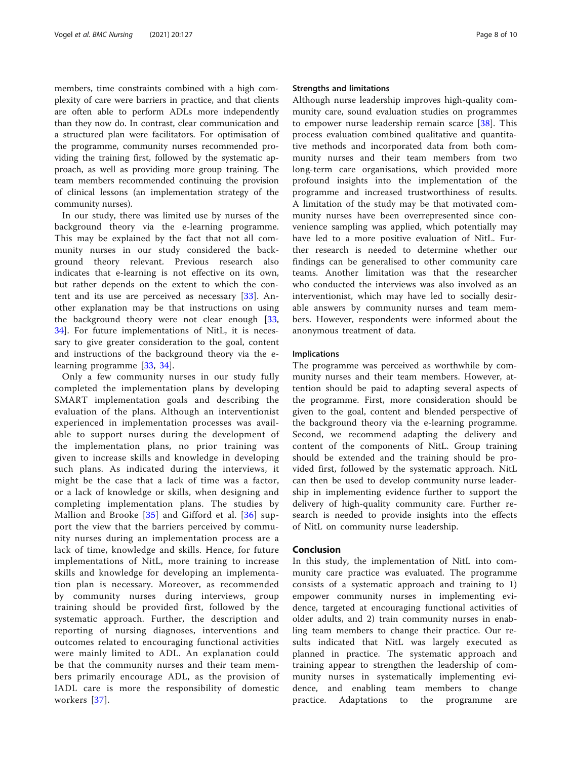members, time constraints combined with a high complexity of care were barriers in practice, and that clients are often able to perform ADLs more independently than they now do. In contrast, clear communication and a structured plan were facilitators. For optimisation of the programme, community nurses recommended providing the training first, followed by the systematic approach, as well as providing more group training. The team members recommended continuing the provision of clinical lessons (an implementation strategy of the community nurses).

In our study, there was limited use by nurses of the background theory via the e-learning programme. This may be explained by the fact that not all community nurses in our study considered the background theory relevant. Previous research also indicates that e-learning is not effective on its own, but rather depends on the extent to which the content and its use are perceived as necessary [33]. Another explanation may be that instructions on using the background theory were not clear enough [33, 34]. For future implementations of NitL, it is necessary to give greater consideration to the goal, content and instructions of the background theory via the e-learning programme [33, 34].

Only a few community nurses in our study fully completed the implementation plans by developing SMART implementation goals and describing the evaluation of the plans. Although an interventionist experienced in implementation processes was available to support nurses during the development of the implementation plans, no prior training was given to increase skills and knowledge in developing such plans. As indicated during the interviews, it might be the case that a lack of time was a factor, or a lack of knowledge or skills, when designing and completing implementation plans. The studies by Mallion and Brooke [35] and Gifford et al. [36] support the view that the barriers perceived by community nurses during an implementation process are a lack of time, knowledge and skills. Hence, for future implementations of NitL, more training to increase skills and knowledge for developing an implementation plan is necessary. Moreover, as recommended by community nurses during interviews, group training should be provided first, followed by the systematic approach. Further, the description and reporting of nursing diagnoses, interventions and outcomes related to encouraging functional activities were mainly limited to ADL. An explanation could be that the community nurses and their team members primarily encourage ADL, as the provision of IADL care is more the responsibility of domestic workers [37].

### Strengths and limitations

Although nurse leadership improves high-quality community care, sound evaluation studies on programmes to empower nurse leadership remain scarce [38]. This process evaluation combined qualitative and quantitative methods and incorporated data from both community nurses and their team members from two long-term care organisations, which provided more profound insights into the implementation of the programme and increased trustworthiness of results. A limitation of the study may be that motivated community nurses have been overrepresented since convenience sampling was applied, which potentially may have led to a more positive evaluation of NitL. Further research is needed to determine whether our findings can be generalised to other community care teams. Another limitation was that the researcher who conducted the interviews was also involved as an interventionist, which may have led to socially desirable answers by community nurses and team members. However, respondents were informed about the anonymous treatment of data.

### Implications

The programme was perceived as worthwhile by community nurses and their team members. However, attention should be paid to adapting several aspects of the programme. First, more consideration should be given to the goal, content and blended perspective of the background theory via the e-learning programme. Second, we recommend adapting the delivery and content of the components of NitL. Group training should be extended and the training should be provided first, followed by the systematic approach. NitL can then be used to develop community nurse leadership in implementing evidence further to support the delivery of high-quality community care. Further research is needed to provide insights into the effects of NitL on community nurse leadership.

## Conclusion

In this study, the implementation of NitL into community care practice was evaluated. The programme consists of a systematic approach and training to 1) empower community nurses in implementing evidence, targeted at encouraging functional activities of older adults, and 2) train community nurses in enabling team members to change their practice. Our results indicated that NitL was largely executed as planned in practice. The systematic approach and training appear to strengthen the leadership of community nurses in systematically implementing evidence, and enabling team members to change practice. Adaptations to the programme are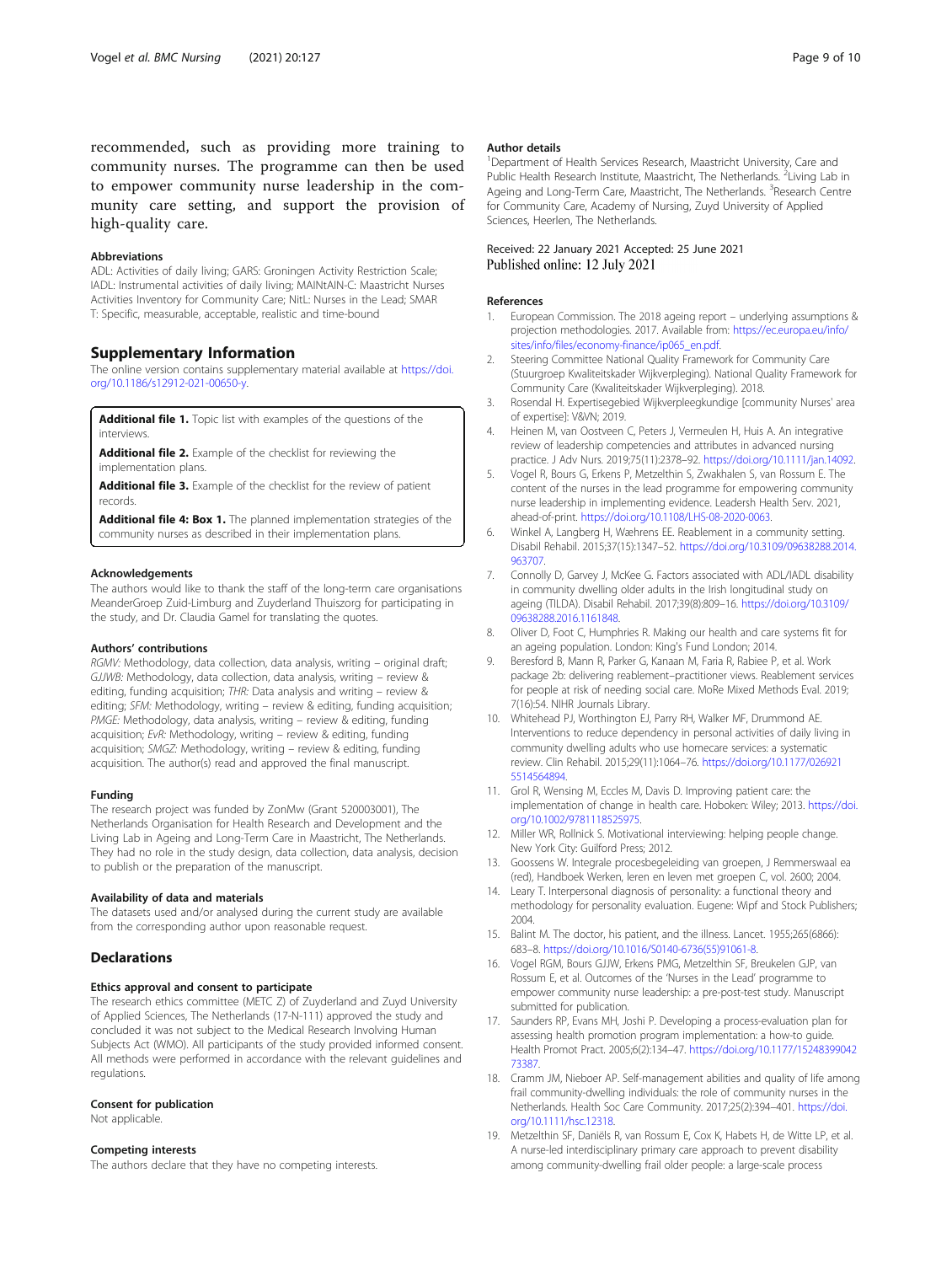recommended, such as providing more training to community nurses. The programme can then be used to empower community nurse leadership in the community care setting, and support the provision of high-quality care.

### Abbreviations

ADL: Activities of daily living; GARS: Groningen Activity Restriction Scale; IADL: Instrumental activities of daily living; MAINtAIN-C: Maastricht Nurses Activities Inventory for Community Care; NitL: Nurses in the Lead; SMAR T: Specific, measurable, acceptable, realistic and time-bound

## Supplementary Information

The online version contains supplementary material available at https://doi.org/10.1186/s12912-021-00650-y.

**Additional file 1.** Topic list with examples of the questions of the interviews.

**Additional file 2.** Example of the checklist for reviewing the implementation plans.

**Additional file 3.** Example of the checklist for the review of patient records.

**Additional file 4: Box 1.** The planned implementation strategies of the community nurses as described in their implementation plans.

### Acknowledgements

The authors would like to thank the staff of the long-term care organisations MeanderGroep Zuid-Limburg and Zuyderland Thuiszorg for participating in the study, and Dr. Claudia Gamel for translating the quotes.

### Authors' contributions

*RGMV:* Methodology, data collection, data analysis, writing – original draft; *GJJWB:* Methodology, data collection, data analysis, writing – review & editing, funding acquisition; *THR:* Data analysis and writing – review & editing; *SFM:* Methodology, writing – review & editing, funding acquisition; *PMGE:* Methodology, data analysis, writing – review & editing, funding acquisition; *EvR:* Methodology, writing – review & editing, funding acquisition; *SMGZ:* Methodology, writing – review & editing, funding acquisition. The author(s) read and approved the final manuscript.

### Funding

The research project was funded by ZonMw (Grant 520003001), The Netherlands Organisation for Health Research and Development and the Living Lab in Ageing and Long-Term Care in Maastricht, The Netherlands. They had no role in the study design, data collection, data analysis, decision to publish or the preparation of the manuscript.

### Availability of data and materials

The datasets used and/or analysed during the current study are available from the corresponding author upon reasonable request.

## Declarations

### Ethics approval and consent to participate

The research ethics committee (METC Z) of Zuyderland and Zuyd University of Applied Sciences, The Netherlands (17-N-111) approved the study and concluded it was not subject to the Medical Research Involving Human Subjects Act (WMO). All participants of the study provided informed consent. All methods were performed in accordance with the relevant guidelines and regulations.

### Consent for publication

Not applicable.

### Competing interests

The authors declare that they have no competing interests.

### Author details

[1]Department of Health Services Research, Maastricht University, Care and Public Health Research Institute, Maastricht, The Netherlands. [2]Living Lab in Ageing and Long-Term Care, Maastricht, The Netherlands. [3]Research Centre for Community Care, Academy of Nursing, Zuyd University of Applied Sciences, Heerlen, The Netherlands.

Received: 22 January 2021 Accepted: 25 June 2021
Published online: 12 July 2021

### References

1. European Commission. The 2018 ageing report – underlying assumptions & projection methodologies. 2017. Available from: https://ec.europa.eu/info/sites/info/files/economy-finance/ip065_en.pdf.
2. Steering Committee National Quality Framework for Community Care (Stuurgroep Kwaliteitskader Wijkverpleging). National Quality Framework for Community Care (Kwaliteitskader Wijkverpleging). 2018.
3. Rosendal H. Expertisegebied Wijkverpleegkundige [community Nurses' area of expertise]: V&VN; 2019.
4. Heinen M, van Oostveen C, Peters J, Vermeulen H, Huis A. An integrative review of leadership competencies and attributes in advanced nursing practice. J Adv Nurs. 2019;75(11):2378–92. https://doi.org/10.1111/jan.14092.
5. Vogel R, Bours G, Erkens P, Metzelthin S, Zwakhalen S, van Rossum E. The content of the nurses in the lead programme for empowering community nurse leadership in implementing evidence. Leadersh Health Serv. 2021, ahead-of-print. https://doi.org/10.1108/LHS-08-2020-0063.
6. Winkel A, Langberg H, Wæhrens EE. Reablement in a community setting. Disabil Rehabil. 2015;37(15):1347–52. https://doi.org/10.3109/09638288.2014.963707.
7. Connolly D, Garvey J, McKee G. Factors associated with ADL/IADL disability in community dwelling older adults in the Irish longitudinal study on ageing (TILDA). Disabil Rehabil. 2017;39(8):809–16. https://doi.org/10.3109/09638288.2016.1161848.
8. Oliver D, Foot C, Humphries R. Making our health and care systems fit for an ageing population. London: King's Fund London; 2014.
9. Beresford B, Mann R, Parker G, Kanaan M, Faria R, Rabiee P, et al. Work package 2b: delivering reablement–practitioner views. Reablement services for people at risk of needing social care. MoRe Mixed Methods Eval. 2019; 7(16):54. NIHR Journals Library.
10. Whitehead PJ, Worthington EJ, Parry RH, Walker MF, Drummond AE. Interventions to reduce dependency in personal activities of daily living in community dwelling adults who use homecare services: a systematic review. Clin Rehabil. 2015;29(11):1064–76. https://doi.org/10.1177/0269215514564894.
11. Grol R, Wensing M, Eccles M, Davis D. Improving patient care: the implementation of change in health care. Hoboken: Wiley; 2013. https://doi.org/10.1002/9781118525975.
12. Miller WR, Rollnick S. Motivational interviewing: helping people change. New York City: Guilford Press; 2012.
13. Goossens W. Integrale procesbegeleiding van groepen, J Remmerswaal ea (red), Handboek Werken, leren en leven met groepen C, vol. 2600; 2004.
14. Leary T. Interpersonal diagnosis of personality: a functional theory and methodology for personality evaluation. Eugene: Wipf and Stock Publishers; 2004.
15. Balint M. The doctor, his patient, and the illness. Lancet. 1955;265(6866): 683–8. https://doi.org/10.1016/S0140-6736(55)91061-8.
16. Vogel RGM, Bours GJJW, Erkens PMG, Metzelthin SF, Breukelen GJP, van Rossum E, et al. Outcomes of the 'Nurses in the Lead' programme to empower community nurse leadership: a pre-post-test study. Manuscript submitted for publication.
17. Saunders RP, Evans MH, Joshi P. Developing a process-evaluation plan for assessing health promotion program implementation: a how-to guide. Health Promot Pract. 2005;6(2):134–47. https://doi.org/10.1177/1524839904273387.
18. Cramm JM, Nieboer AP. Self-management abilities and quality of life among frail community-dwelling individuals: the role of community nurses in the Netherlands. Health Soc Care Community. 2017;25(2):394–401. https://doi.org/10.1111/hsc.12318.
19. Metzelthin SF, Daniëls R, van Rossum E, Cox K, Habets H, de Witte LP, et al. A nurse-led interdisciplinary primary care approach to prevent disability among community-dwelling frail older people: a large-scale process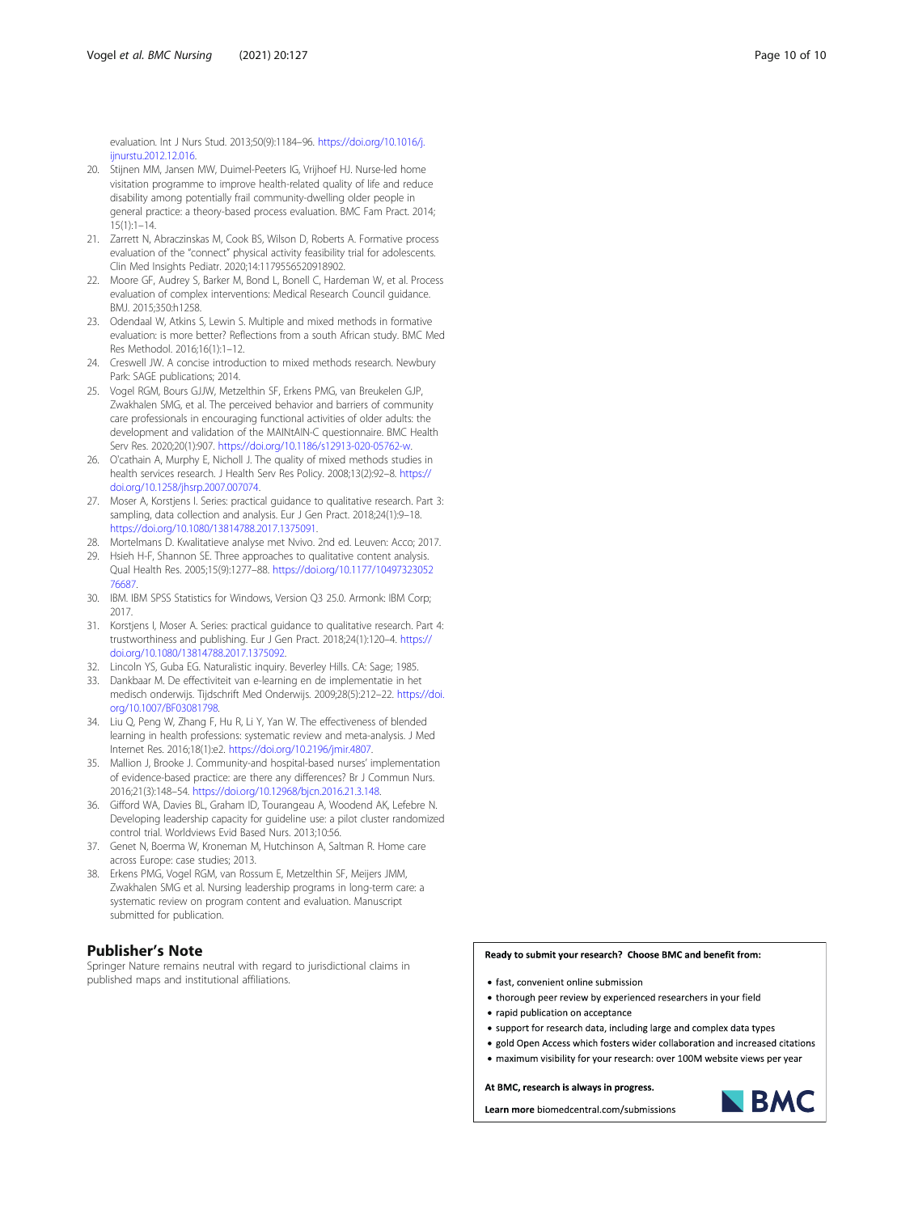evaluation. Int J Nurs Stud. 2013;50(9):1184–96. https://doi.org/10.1016/j.ijnurstu.2012.12.016.

20. Stijnen MM, Jansen MW, Duimel-Peeters IG, Vrijhoef HJ. Nurse-led home visitation programme to improve health-related quality of life and reduce disability among potentially frail community-dwelling older people in general practice: a theory-based process evaluation. BMC Fam Pract. 2014; 15(1):1–14.
21. Zarrett N, Abraczinskas M, Cook BS, Wilson D, Roberts A. Formative process evaluation of the "connect" physical activity feasibility trial for adolescents. Clin Med Insights Pediatr. 2020;14:1179556520918902.
22. Moore GF, Audrey S, Barker M, Bond L, Bonell C, Hardeman W, et al. Process evaluation of complex interventions: Medical Research Council guidance. BMJ. 2015;350:h1258.
23. Odendaal W, Atkins S, Lewin S. Multiple and mixed methods in formative evaluation: is more better? Reflections from a south African study. BMC Med Res Methodol. 2016;16(1):1–12.
24. Creswell JW. A concise introduction to mixed methods research. Newbury Park: SAGE publications; 2014.
25. Vogel RGM, Bours GJJW, Metzelthin SF, Erkens PMG, van Breukelen GJP, Zwakhalen SMG, et al. The perceived behavior and barriers of community care professionals in encouraging functional activities of older adults: the development and validation of the MAINtAIN-C questionnaire. BMC Health Serv Res. 2020;20(1):907. https://doi.org/10.1186/s12913-020-05762-w.
26. O'cathain A, Murphy E, Nicholl J. The quality of mixed methods studies in health services research. J Health Serv Res Policy. 2008;13(2):92–8. https://doi.org/10.1258/jhsrp.2007.007074.
27. Moser A, Korstjens I. Series: practical guidance to qualitative research. Part 3: sampling, data collection and analysis. Eur J Gen Pract. 2018;24(1):9–18. https://doi.org/10.1080/13814788.2017.1375091.
28. Mortelmans D. Kwalitatieve analyse met Nvivo. 2nd ed. Leuven: Acco; 2017.
29. Hsieh H-F, Shannon SE. Three approaches to qualitative content analysis. Qual Health Res. 2005;15(9):1277–88. https://doi.org/10.1177/1049732305276687.
30. IBM. IBM SPSS Statistics for Windows, Version Q3 25.0. Armonk: IBM Corp; 2017.
31. Korstjens I, Moser A. Series: practical guidance to qualitative research. Part 4: trustworthiness and publishing. Eur J Gen Pract. 2018;24(1):120–4. https://doi.org/10.1080/13814788.2017.1375092.
32. Lincoln YS, Guba EG. Naturalistic inquiry. Beverley Hills. CA: Sage; 1985.
33. Dankbaar M. De effectiviteit van e-learning en de implementatie in het medisch onderwijs. Tijdschrift Med Onderwijs. 2009;28(5):212–22. https://doi.org/10.1007/BF03081798.
34. Liu Q, Peng W, Zhang F, Hu R, Li Y, Yan W. The effectiveness of blended learning in health professions: systematic review and meta-analysis. J Med Internet Res. 2016;18(1):e2. https://doi.org/10.2196/jmir.4807.
35. Mallion J, Brooke J. Community-and hospital-based nurses' implementation of evidence-based practice: are there any differences? Br J Commun Nurs. 2016;21(3):148–54. https://doi.org/10.12968/bjcn.2016.21.3.148.
36. Gifford WA, Davies BL, Graham ID, Tourangeau A, Woodend AK, Lefebre N. Developing leadership capacity for guideline use: a pilot cluster randomized control trial. Worldviews Evid Based Nurs. 2013;10:56.
37. Genet N, Boerma W, Kroneman M, Hutchinson A, Saltman R. Home care across Europe: case studies; 2013.
38. Erkens PMG, Vogel RGM, van Rossum E, Metzelthin SF, Meijers JMM, Zwakhalen SMG et al. Nursing leadership programs in long-term care: a systematic review on program content and evaluation. Manuscript submitted for publication.

## Publisher's Note

Springer Nature remains neutral with regard to jurisdictional claims in published maps and institutional affiliations.

**Ready to submit your research? Choose BMC and benefit from:**

- fast, convenient online submission
- thorough peer review by experienced researchers in your field
- rapid publication on acceptance
- support for research data, including large and complex data types
- gold Open Access which fosters wider collaboration and increased citations
- maximum visibility for your research: over 100M website views per year

**At BMC, research is always in progress.**

**Learn more** biomedcentral.com/submissions

BMC